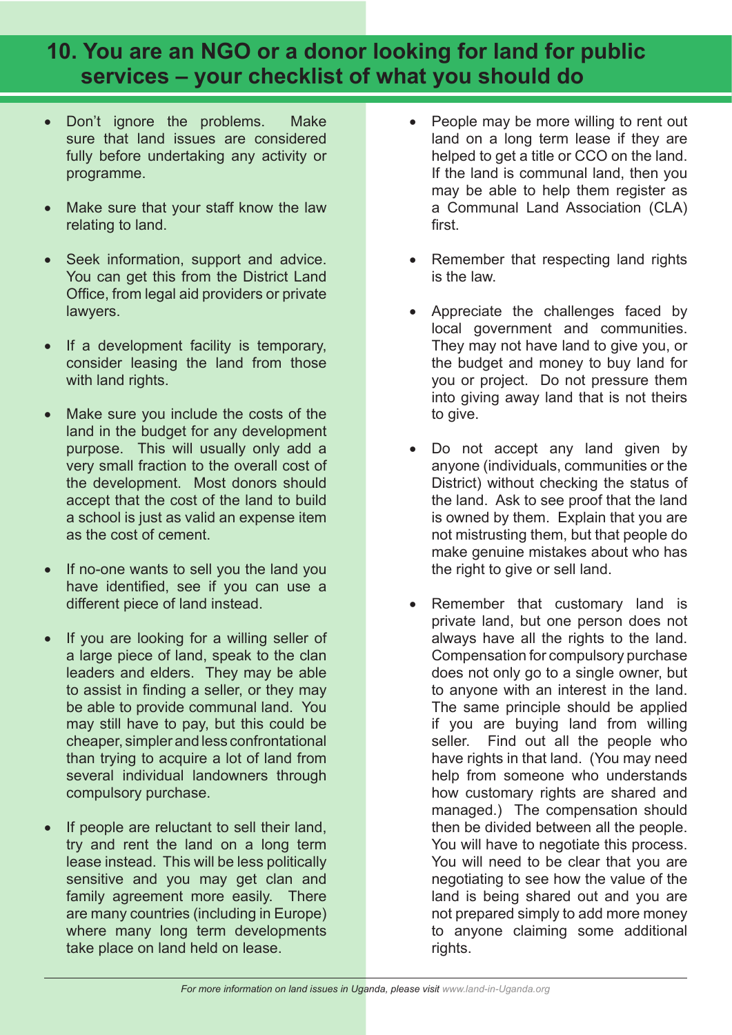# 10. You are an NGO or a donor looking for land for public services – your checklist of what you should do

- Don't ignore the problems. Make sure that land issues are considered fully before undertaking any activity or programme.
- Make sure that your staff know the law relating to land.
- Seek information, support and advice. You can get this from the District Land Office, from legal aid providers or private lawyers.
- If a development facility is temporary, consider leasing the land from those with land rights.
- Make sure you include the costs of the land in the budget for any development purpose. This will usually only add a very small fraction to the overall cost of the development. Most donors should accept that the cost of the land to build a school is just as valid an expense item as the cost of cement.
- If no-one wants to sell you the land you have identified, see if you can use a different piece of land instead.
- If you are looking for a willing seller of a large piece of land, speak to the clan leaders and elders. They may be able to assist in finding a seller, or they may be able to provide communal land. You may still have to pay, but this could be cheaper, simpler and less confrontational than trying to acquire a lot of land from several individual landowners through compulsory purchase.
- If people are reluctant to sell their land, try and rent the land on a long term lease instead. This will be less politically sensitive and you may get clan and family agreement more easily. There are many countries (including in Europe) where many long term developments take place on land held on lease.
- People may be more willing to rent out land on a long term lease if they are helped to get a title or CCO on the land. If the land is communal land, then you may be able to help them register as a Communal Land Association (CLA) first.
- Remember that respecting land rights is the law.
- Appreciate the challenges faced by local government and communities. They may not have land to give you, or the budget and money to buy land for you or project. Do not pressure them into giving away land that is not theirs to give.
- Do not accept any land given by anyone (individuals, communities or the District) without checking the status of the land. Ask to see proof that the land is owned by them. Explain that you are not mistrusting them, but that people do make genuine mistakes about who has the right to give or sell land.
- Remember that customary land is private land, but one person does not always have all the rights to the land. Compensation for compulsory purchase does not only go to a single owner, but to anyone with an interest in the land. The same principle should be applied if you are buying land from willing seller. Find out all the people who have rights in that land. (You may need help from someone who understands how customary rights are shared and managed.) The compensation should then be divided between all the people. You will have to negotiate this process. You will need to be clear that you are negotiating to see how the value of the land is being shared out and you are not prepared simply to add more money to anyone claiming some additional rights.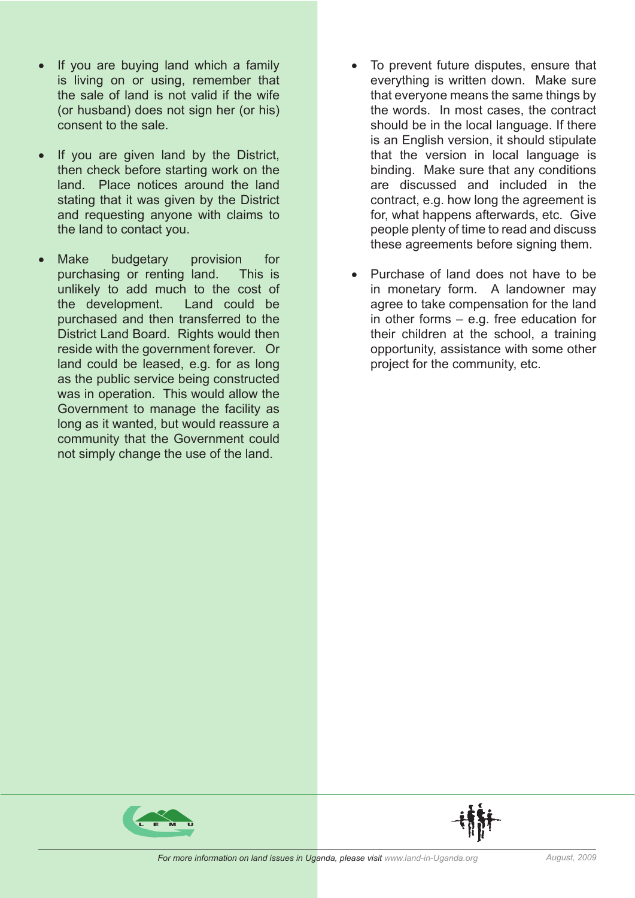- If you are buying land which a family is living on or using, remember that the sale of land is not valid if the wife (or husband) does not sign her (or his) consent to the sale.

- If you are given land by the District, then check before starting work on the land. Place notices around the land stating that it was given by the District and requesting anyone with claims to the land to contact you.

- Make budgetary provision for purchasing or renting land. This is unlikely to add much to the cost of the development. Land could be purchased and then transferred to the District Land Board. Rights would then reside with the government forever. Or land could be leased, e.g. for as long as the public service being constructed was in operation. This would allow the Government to manage the facility as long as it wanted, but would reassure a community that the Government could not simply change the use of the land.

- To prevent future disputes, ensure that everything is written down. Make sure that everyone means the same things by the words. In most cases, the contract should be in the local language. If there is an English version, it should stipulate that the version in local language is binding. Make sure that any conditions are discussed and included in the contract, e.g. how long the agreement is for, what happens afterwards, etc. Give people plenty of time to read and discuss these agreements before signing them.

- Purchase of land does not have to be in monetary form. A landowner may agree to take compensation for the land in other forms – e.g. free education for their children at the school, a training opportunity, assistance with some other project for the community, etc.

L E M U

*For more information on land issues in Uganda, please visit www.land-in-Uganda.org*

*August, 2009*